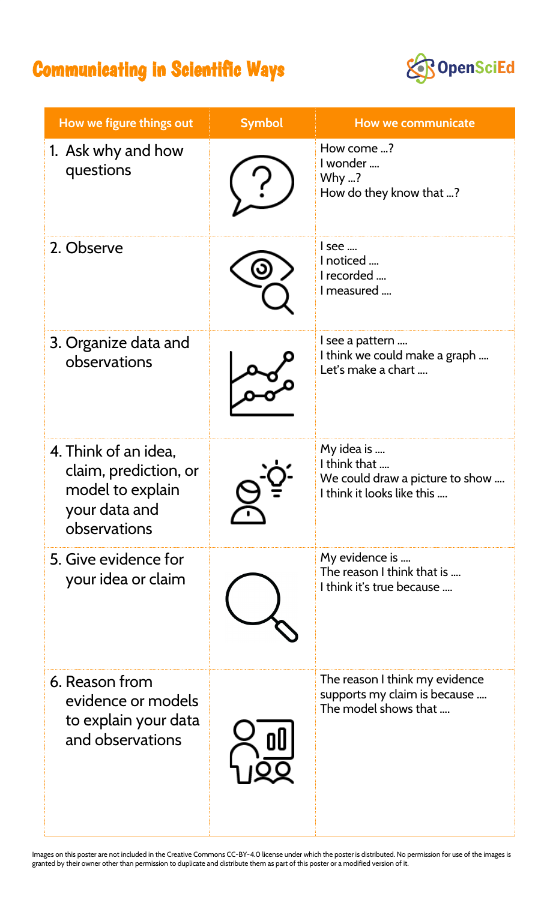# Communicating in Scientific Ways

OpenSciEd

| How we figure things out | Symbol | How we communicate |
| --- | --- | --- |
| 1. Ask why and how questions | | How come ....? <br> I wonder .... <br> Why ....? <br> How do they know that ....? |
| 2. Observe | | I see .... <br> I noticed .... <br> I recorded .... <br> I measured .... |
| 3. Organize data and observations | | I see a pattern .... <br> I think we could make a graph .... <br> Let's make a chart .... |
| 4. Think of an idea, claim, prediction, or model to explain your data and observations | | My idea is .... <br> I think that .... <br> We could draw a picture to show .... <br> I think it looks like this .... |
| 5. Give evidence for your idea or claim | | My evidence is .... <br> The reason I think that is .... <br> I think it's true because .... |
| 6. Reason from evidence or models to explain your data and observations | | The reason I think my evidence supports my claim is because .... <br> The model shows that .... |

Images on this poster are not included in the Creative Commons CC-BY-4.0 license under which the poster is distributed. No permission for use of the images is granted by their owner other than permission to duplicate and distribute them as part of this poster or a modified version of it.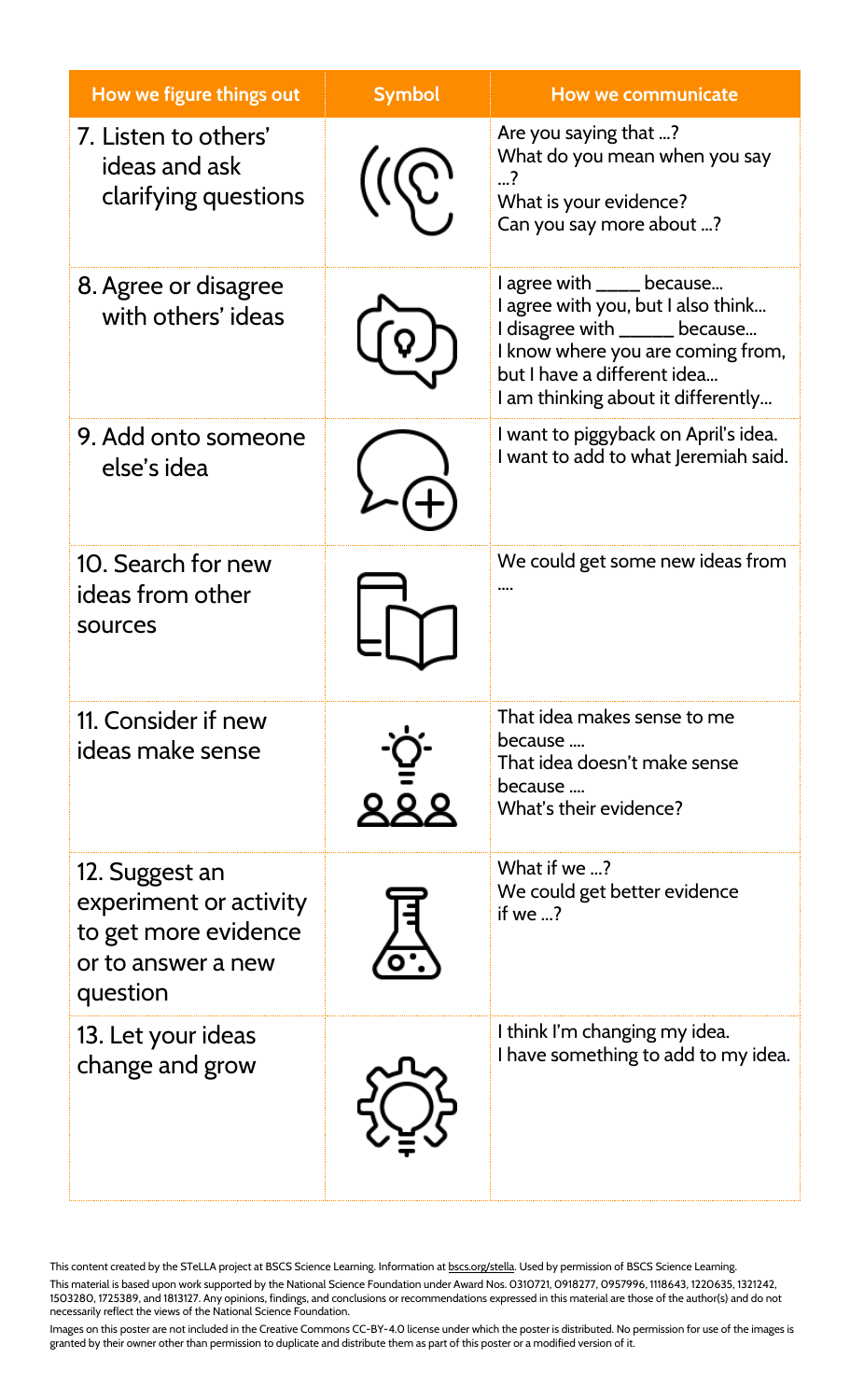| How we figure things out | Symbol | How we communicate |
| --- | --- | --- |
| 7. Listen to others' ideas and ask clarifying questions | | Are you saying that ...?<br>What do you mean when you say ...?<br>What is your evidence?<br>Can you say more about ...? |
| 8. Agree or disagree with others' ideas | | I agree with _____ because...<br>I agree with you, but I also think...<br>I disagree with ______ because...<br>I know where you are coming from, but I have a different idea...<br>I am thinking about it differently... |
| 9. Add onto someone else's idea | | I want to piggyback on April's idea.<br>I want to add to what Jeremiah said. |
| 10. Search for new ideas from other sources | | We could get some new ideas from .... |
| 11. Consider if new ideas make sense | | That idea makes sense to me because ....<br>That idea doesn't make sense because ....<br>What's their evidence? |
| 12. Suggest an experiment or activity to get more evidence or to answer a new question | | What if we ...?<br>We could get better evidence if we ...? |
| 13. Let your ideas change and grow | | I think I'm changing my idea.<br>I have something to add to my idea. |

This content created by the STeLLA project at BSCS Science Learning. Information at bscs.org/stella. Used by permission of BSCS Science Learning.

This material is based upon work supported by the National Science Foundation under Award Nos. 0310721, 0918277, 0957996, 1118643, 1220635, 1321242, 1503280, 1725389, and 1813127. Any opinions, findings, and conclusions or recommendations expressed in this material are those of the author(s) and do not necessarily reflect the views of the National Science Foundation.

Images on this poster are not included in the Creative Commons CC-BY-4.0 license under which the poster is distributed. No permission for use of the images is granted by their owner other than permission to duplicate and distribute them as part of this poster or a modified version of it.